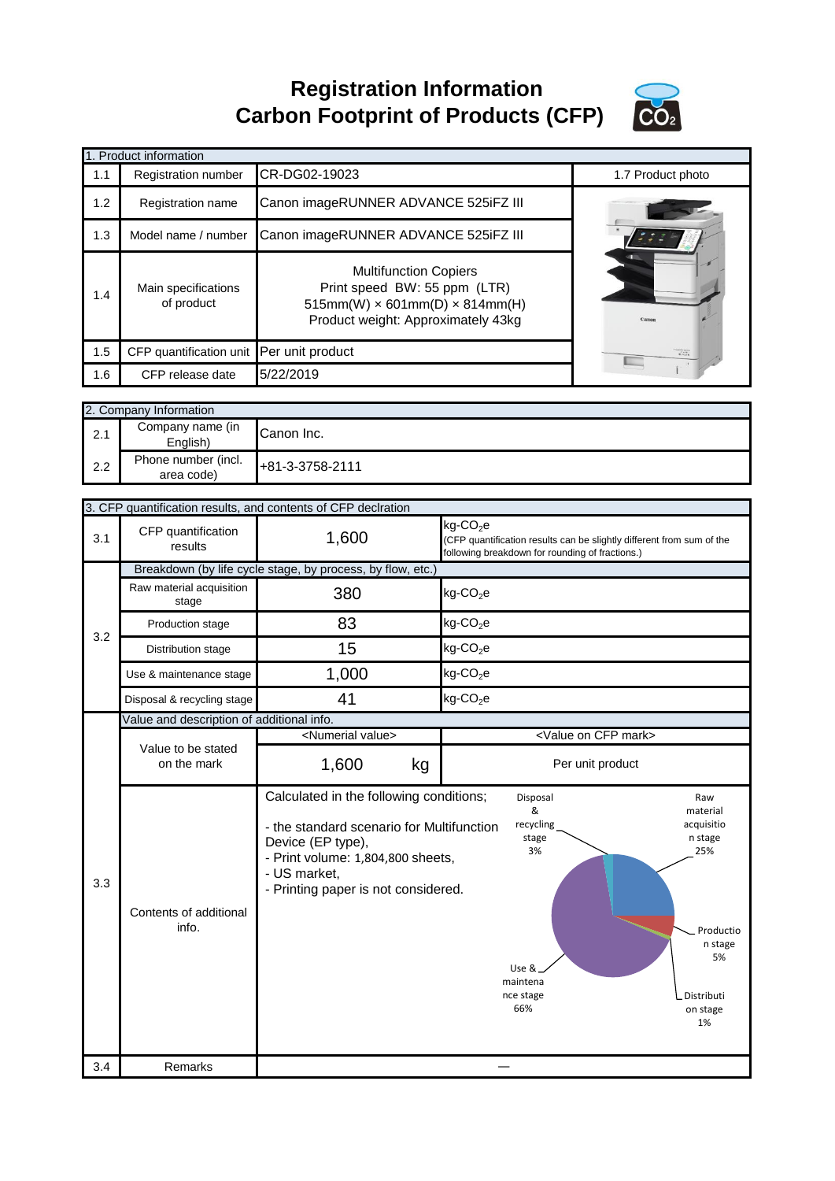# Registration Information
# Carbon Footprint of Products (CFP)

| 1. Product information | | | |
|---|---|---|---|
| 1.1 | Registration number | CR-DG02-19023 | 1.7 Product photo |
| 1.2 | Registration name | Canon imageRUNNER ADVANCE 525iFZ III | |
| 1.3 | Model name / number | Canon imageRUNNER ADVANCE 525iFZ III | |
| 1.4 | Main specifications of product | Multifunction Copiers<br>Print speed BW: 55 ppm (LTR)<br>515mm(W) × 601mm(D) × 814mm(H)<br>Product weight: Approximately 43kg | |
| 1.5 | CFP quantification unit | Per unit product | |
| 1.6 | CFP release date | 5/22/2019 | |

| 2. Company Information | | |
|---|---|---|
| 2.1 | Company name (in English) | Canon Inc. |
| 2.2 | Phone number (incl. area code) | +81-3-3758-2111 |

| 3. CFP quantification results, and contents of CFP declration | | | |
|---|---|---|---|
| 3.1 | CFP quantification results | 1,600 | kg-$CO_2$e (CFP quantification results can be slightly different from sum of the following breakdown for rounding of fractions.) |
| 3.2 | Breakdown (by life cycle stage, by process, by flow, etc.) | | |
| | Raw material acquisition stage | 380 | kg-$CO_2$e |
| | Production stage | 83 | kg-$CO_2$e |
| | Distribution stage | 15 | kg-$CO_2$e |
| | Use & maintenance stage | 1,000 | kg-$CO_2$e |
| | Disposal & recycling stage | 41 | kg-$CO_2$e |
| 3.3 | Value and description of additional info. | | |
| | Value to be stated on the mark | <Numerial value><br>1,600 kg | <Value on CFP mark><br>Per unit product |
| | Contents of additional info. | Calculated in the following conditions;<br>- the standard scenario for Multifunction Device (EP type),<br>- Print volume: 1,804,800 sheets,<br>- US market,<br>- Printing paper is not considered. | Raw material acquisition stage 25%<br>Production stage 5%<br>Distribution stage 1%<br>Use & maintenance stage 66%<br>Disposal & recycling stage 3% |
| 3.4 | Remarks | — | |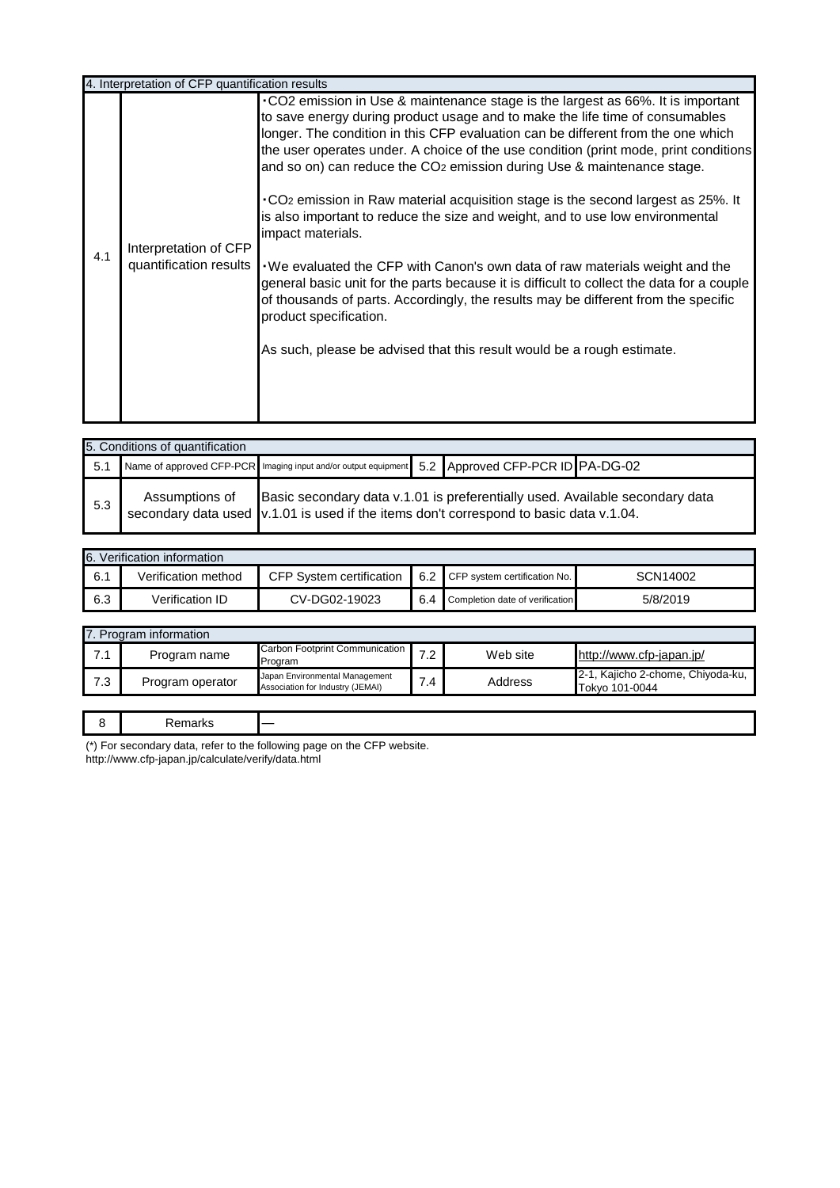| 4. Interpretation of CFP quantification results | | |
|---|---|---|
| 4.1 | Interpretation of CFP quantification results | ・$CO_2$ emission in Use & maintenance stage is the largest as 66%. It is important to save energy during product usage and to make the life time of consumables longer. The condition in this CFP evaluation can be different from the one which the user operates under. A choice of the use condition (print mode, print conditions and so on) can reduce the $CO_2$ emission during Use & maintenance stage.<br><br>・$CO_2$ emission in Raw material acquisition stage is the second largest as 25%. It is also important to reduce the size and weight, and to use low environmental impact materials.<br><br>・We evaluated the CFP with Canon's own data of raw materials weight and the general basic unit for the parts because it is difficult to collect the data for a couple of thousands of parts. Accordingly, the results may be different from the specific product specification.<br><br>As such, please be advised that this result would be a rough estimate. |

| 5. Conditions of quantification | | | | |
|---|---|---|---|---|
| 5.1 | Name of approved CFP-PCR | Imaging input and/or output equipment | 5.2 | Approved CFP-PCR ID PA-DG-02 |
| 5.3 | Assumptions of secondary data used | Basic secondary data v.1.01 is preferentially used. Available secondary data v.1.01 is used if the items don't correspond to basic data v.1.04. | | |

| 6. Verification information | | | | | |
|---|---|---|---|---|---|
| 6.1 | Verification method | CFP System certification | 6.2 | CFP system certification No. | SCN14002 |
| 6.3 | Verification ID | CV-DG02-19023 | 6.4 | Completion date of verification | 5/8/2019 |

| 7. Program information | | | | | |
|---|---|---|---|---|---|
| 7.1 | Program name | Carbon Footprint Communication Program | 7.2 | Web site | http://www.cfp-japan.jp/ |
| 7.3 | Program operator | Japan Environmental Management Association for Industry (JEMAI) | 7.4 | Address | 2-1, Kajicho 2-chome, Chiyoda-ku, Tokyo 101-0044 |

| | | |
|---|---|---|
| 8 | Remarks | — |

(*) For secondary data, refer to the following page on the CFP website.
http://www.cfp-japan.jp/calculate/verify/data.html